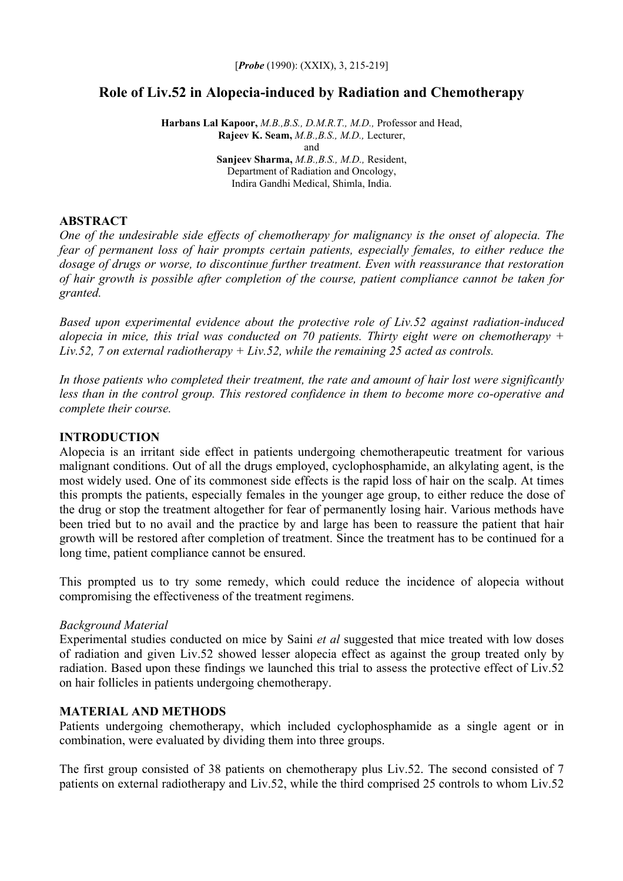[*Probe* (1990): (XXIX), 3, 215-219]

# Role of Liv.52 in Alopecia-induced by Radiation and Chemotherapy

**Harbans Lal Kapoor,** *M.B.,B.S., D.M.R.T., M.D.,* Professor and Head,
**Rajeev K. Seam,** *M.B.,B.S., M.D.,* Lecturer,
and
**Sanjeev Sharma,** *M.B.,B.S., M.D.,* Resident,
Department of Radiation and Oncology,
Indira Gandhi Medical, Shimla, India.

## ABSTRACT

*One of the undesirable side effects of chemotherapy for malignancy is the onset of alopecia. The fear of permanent loss of hair prompts certain patients, especially females, to either reduce the dosage of drugs or worse, to discontinue further treatment. Even with reassurance that restoration of hair growth is possible after completion of the course, patient compliance cannot be taken for granted.*

*Based upon experimental evidence about the protective role of Liv.52 against radiation-induced alopecia in mice, this trial was conducted on 70 patients. Thirty eight were on chemotherapy + Liv.52, 7 on external radiotherapy + Liv.52, while the remaining 25 acted as controls.*

*In those patients who completed their treatment, the rate and amount of hair lost were significantly less than in the control group. This restored confidence in them to become more co-operative and complete their course.*

## INTRODUCTION

Alopecia is an irritant side effect in patients undergoing chemotherapeutic treatment for various malignant conditions. Out of all the drugs employed, cyclophosphamide, an alkylating agent, is the most widely used. One of its commonest side effects is the rapid loss of hair on the scalp. At times this prompts the patients, especially females in the younger age group, to either reduce the dose of the drug or stop the treatment altogether for fear of permanently losing hair. Various methods have been tried but to no avail and the practice by and large has been to reassure the patient that hair growth will be restored after completion of treatment. Since the treatment has to be continued for a long time, patient compliance cannot be ensured.

This prompted us to try some remedy, which could reduce the incidence of alopecia without compromising the effectiveness of the treatment regimens.

*Background Material*

Experimental studies conducted on mice by Saini *et al* suggested that mice treated with low doses of radiation and given Liv.52 showed lesser alopecia effect as against the group treated only by radiation. Based upon these findings we launched this trial to assess the protective effect of Liv.52 on hair follicles in patients undergoing chemotherapy.

## MATERIAL AND METHODS

Patients undergoing chemotherapy, which included cyclophosphamide as a single agent or in combination, were evaluated by dividing them into three groups.

The first group consisted of 38 patients on chemotherapy plus Liv.52. The second consisted of 7 patients on external radiotherapy and Liv.52, while the third comprised 25 controls to whom Liv.52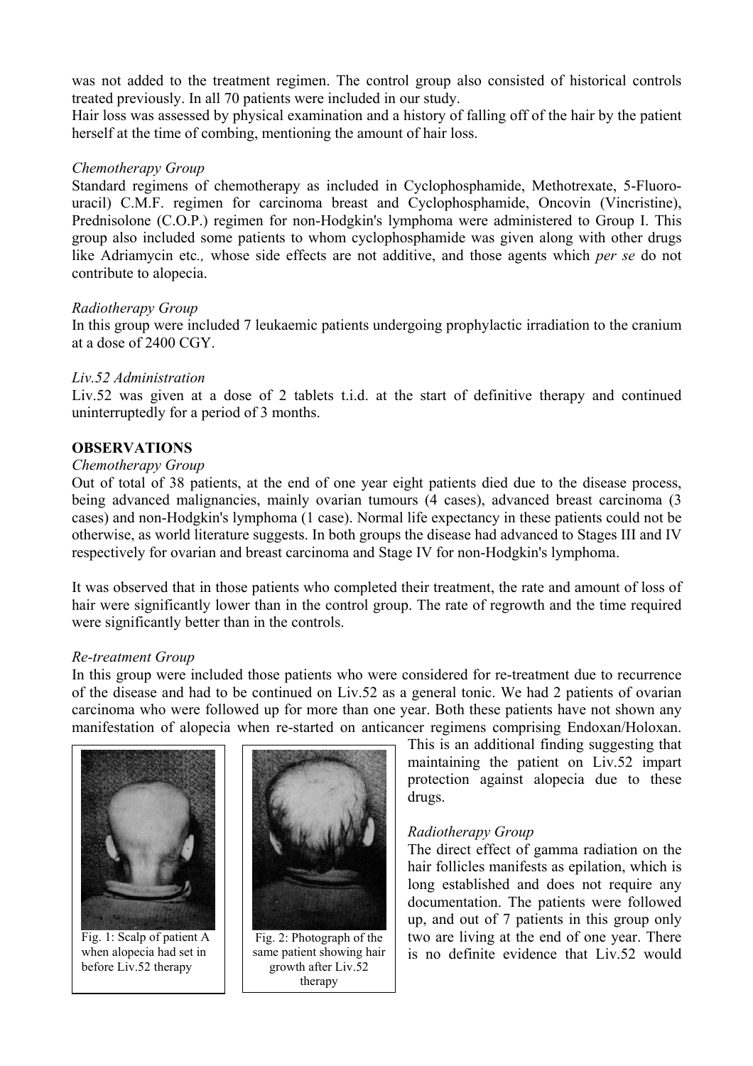was not added to the treatment regimen. The control group also consisted of historical controls treated previously. In all 70 patients were included in our study.

Hair loss was assessed by physical examination and a history of falling off of the hair by the patient herself at the time of combing, mentioning the amount of hair loss.

*Chemotherapy Group*

Standard regimens of chemotherapy as included in Cyclophosphamide, Methotrexate, 5-Fluoro-uracil) C.M.F. regimen for carcinoma breast and Cyclophosphamide, Oncovin (Vincristine), Prednisolone (C.O.P.) regimen for non-Hodgkin's lymphoma were administered to Group I. This group also included some patients to whom cyclophosphamide was given along with other drugs like Adriamycin etc*.,* whose side effects are not additive, and those agents which *per se* do not contribute to alopecia.

*Radiotherapy Group*

In this group were included 7 leukaemic patients undergoing prophylactic irradiation to the cranium at a dose of 2400 CGY.

*Liv.52 Administration*

Liv.52 was given at a dose of 2 tablets t.i.d. at the start of definitive therapy and continued uninterruptedly for a period of 3 months.

**OBSERVATIONS**

*Chemotherapy Group*

Out of total of 38 patients, at the end of one year eight patients died due to the disease process, being advanced malignancies, mainly ovarian tumours (4 cases), advanced breast carcinoma (3 cases) and non-Hodgkin's lymphoma (1 case). Normal life expectancy in these patients could not be otherwise, as world literature suggests. In both groups the disease had advanced to Stages III and IV respectively for ovarian and breast carcinoma and Stage IV for non-Hodgkin's lymphoma.

It was observed that in those patients who completed their treatment, the rate and amount of loss of hair were significantly lower than in the control group. The rate of regrowth and the time required were significantly better than in the controls.

*Re-treatment Group*

In this group were included those patients who were considered for re-treatment due to recurrence of the disease and had to be continued on Liv.52 as a general tonic. We had 2 patients of ovarian carcinoma who were followed up for more than one year. Both these patients have not shown any manifestation of alopecia when re-started on anticancer regimens comprising Endoxan/Holoxan. This is an additional finding suggesting that maintaining the patient on Liv.52 impart protection against alopecia due to these drugs.

Fig. 1: Scalp of patient A when alopecia had set in before Liv.52 therapy

Fig. 2: Photograph of the same patient showing hair growth after Liv.52 therapy

*Radiotherapy Group*

The direct effect of gamma radiation on the hair follicles manifests as epilation, which is long established and does not require any documentation. The patients were followed up, and out of 7 patients in this group only two are living at the end of one year. There is no definite evidence that Liv.52 would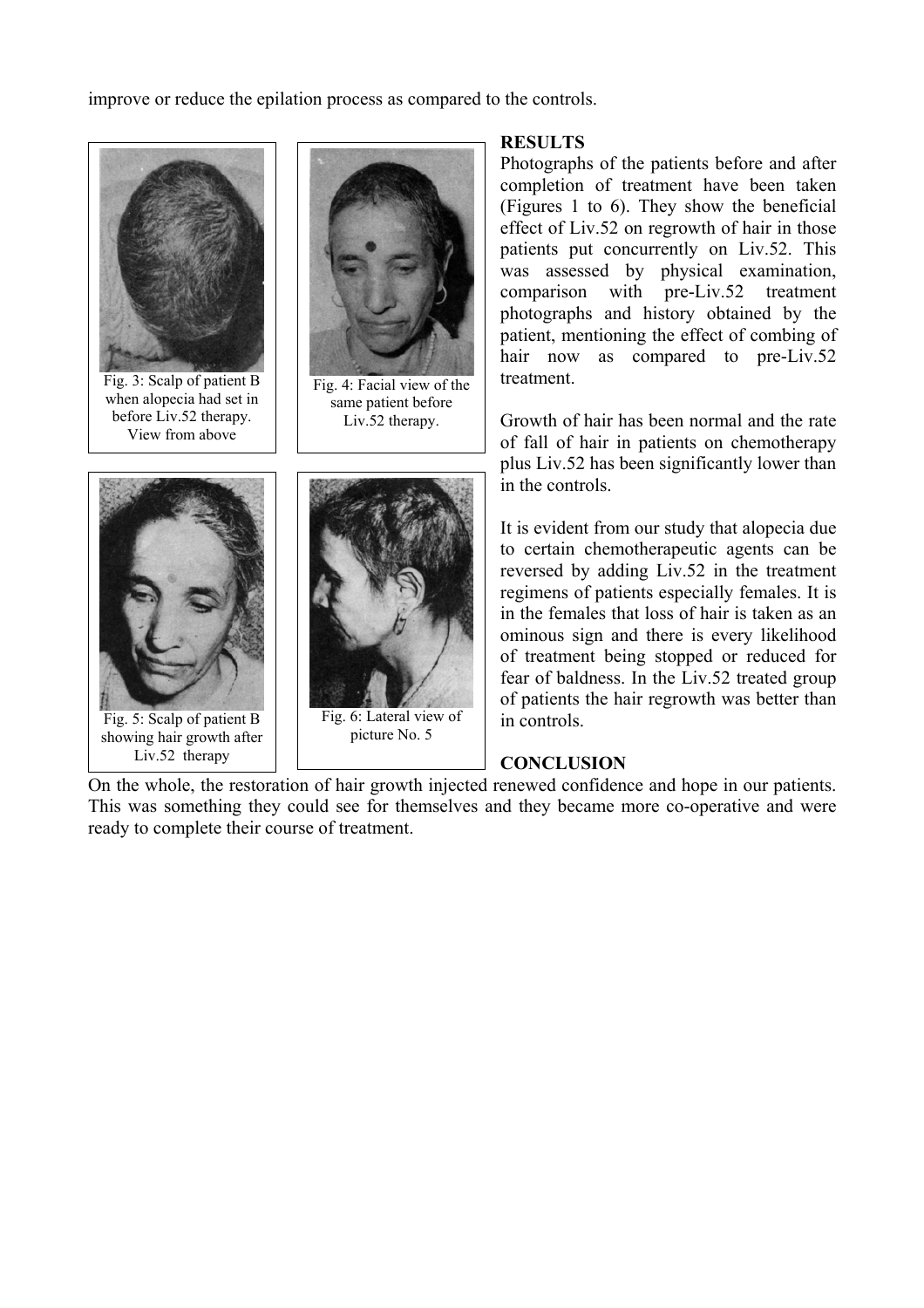improve or reduce the epilation process as compared to the controls.

Fig. 3: Scalp of patient B when alopecia had set in before Liv.52 therapy. View from above

Fig. 4: Facial view of the same patient before Liv.52 therapy.

Fig. 5: Scalp of patient B showing hair growth after Liv.52 therapy

Fig. 6: Lateral view of picture No. 5

## RESULTS

Photographs of the patients before and after completion of treatment have been taken (Figures 1 to 6). They show the beneficial effect of Liv.52 on regrowth of hair in those patients put concurrently on Liv.52. This was assessed by physical examination, comparison with pre-Liv.52 treatment photographs and history obtained by the patient, mentioning the effect of combing of hair now as compared to pre-Liv.52 treatment.

Growth of hair has been normal and the rate of fall of hair in patients on chemotherapy plus Liv.52 has been significantly lower than in the controls.

It is evident from our study that alopecia due to certain chemotherapeutic agents can be reversed by adding Liv.52 in the treatment regimens of patients especially females. It is in the females that loss of hair is taken as an ominous sign and there is every likelihood of treatment being stopped or reduced for fear of baldness. In the Liv.52 treated group of patients the hair regrowth was better than in controls.

## CONCLUSION

On the whole, the restoration of hair growth injected renewed confidence and hope in our patients. This was something they could see for themselves and they became more co-operative and were ready to complete their course of treatment.